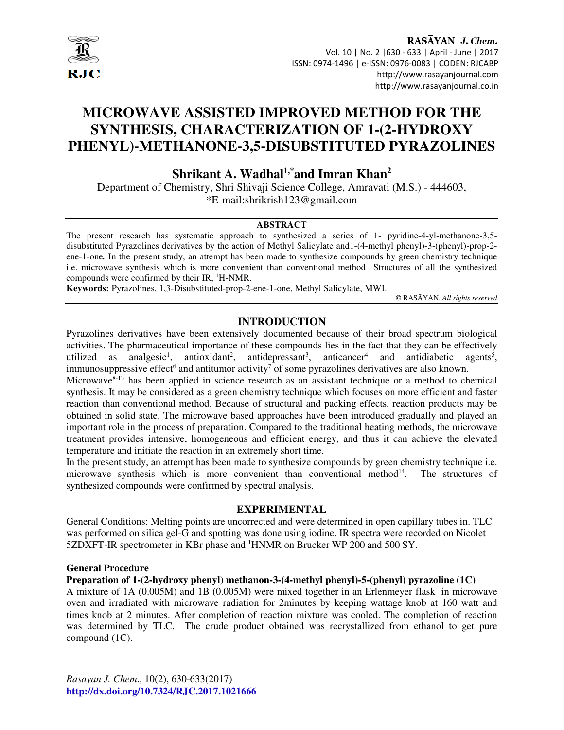# MICROWAVE ASSISTED IMPROVED METHOD FOR THE SYNTHESIS, CHARACTERIZATION OF 1-(2-HYDROXY PHENYL)-METHANONE-3,5-DISUBSTITUTED PYRAZOLINES

**Shrikant A. Wadhal[1,*] and Imran Khan[2]**

Department of Chemistry, Shri Shivaji Science College, Amravati (M.S.) - 444603,
*E-mail:shrikrish123@gmail.com

## ABSTRACT

The present research has systematic approach to synthesized a series of 1- pyridine-4-yl-methanone-3,5-disubstituted Pyrazolines derivatives by the action of Methyl Salicylate and1-(4-methyl phenyl)-3-(phenyl)-prop-2-ene-1-one**.** In the present study, an attempt has been made to synthesize compounds by green chemistry technique i.e. microwave synthesis which is more convenient than conventional method Structures of all the synthesized compounds were confirmed by their IR, $^1$H-NMR.

**Keywords:** Pyrazolines, 1,3-Disubstituted-prop-2-ene-1-one, Methyl Salicylate, MWI.

© RASĀYAN. *All rights reserved*

## INTRODUCTION

Pyrazolines derivatives have been extensively documented because of their broad spectrum biological activities. The pharmaceutical importance of these compounds lies in the fact that they can be effectively utilized as analgesic[1], antioxidant[2], antidepressant[3], anticancer[4] and antidiabetic agents[5], immunosuppressive effect[6] and antitumor activity[7] of some pyrazolines derivatives are also known.

Microwave[8-13] has been applied in science research as an assistant technique or a method to chemical synthesis. It may be considered as a green chemistry technique which focuses on more efficient and faster reaction than conventional method. Because of structural and packing effects, reaction products may be obtained in solid state. The microwave based approaches have been introduced gradually and played an important role in the process of preparation. Compared to the traditional heating methods, the microwave treatment provides intensive, homogeneous and efficient energy, and thus it can achieve the elevated temperature and initiate the reaction in an extremely short time.

In the present study, an attempt has been made to synthesize compounds by green chemistry technique i.e. microwave synthesis which is more convenient than conventional method[14]. The structures of synthesized compounds were confirmed by spectral analysis.

## EXPERIMENTAL

General Conditions: Melting points are uncorrected and were determined in open capillary tubes in. TLC was performed on silica gel-G and spotting was done using iodine. IR spectra were recorded on Nicolet 5ZDXFT-IR spectrometer in KBr phase and $^1$HNMR on Brucker WP 200 and 500 SY.

### General Procedure

**Preparation of 1-(2-hydroxy phenyl) methanon-3-(4-methyl phenyl)-5-(phenyl) pyrazoline (1C)**

A mixture of 1A (0.005M) and 1B (0.005M) were mixed together in an Erlenmeyer flask in microwave oven and irradiated with microwave radiation for 2minutes by keeping wattage knob at 160 watt and times knob at 2 minutes. After completion of reaction mixture was cooled. The completion of reaction was determined by TLC. The crude product obtained was recrystallized from ethanol to get pure compound (1C).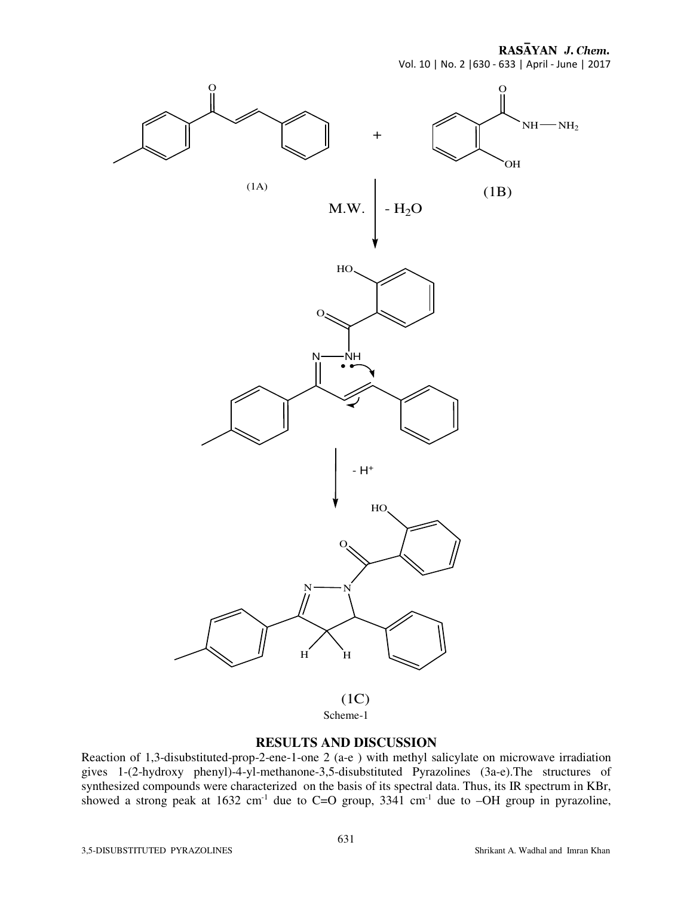(1A)

(1B)

M.W. | $- H_2O$

$- H^+$

(1C)

Scheme-1

## RESULTS AND DISCUSSION

Reaction of 1,3-disubstituted-prop-2-ene-1-one 2 (a-e ) with methyl salicylate on microwave irradiation gives 1-(2-hydroxy phenyl)-4-yl-methanone-3,5-disubstituted Pyrazolines (3a-e).The structures of synthesized compounds were characterized on the basis of its spectral data. Thus, its IR spectrum in KBr, showed a strong peak at 1632 $cm^{-1}$ due to C=O group, 3341 $cm^{-1}$ due to –OH group in pyrazoline,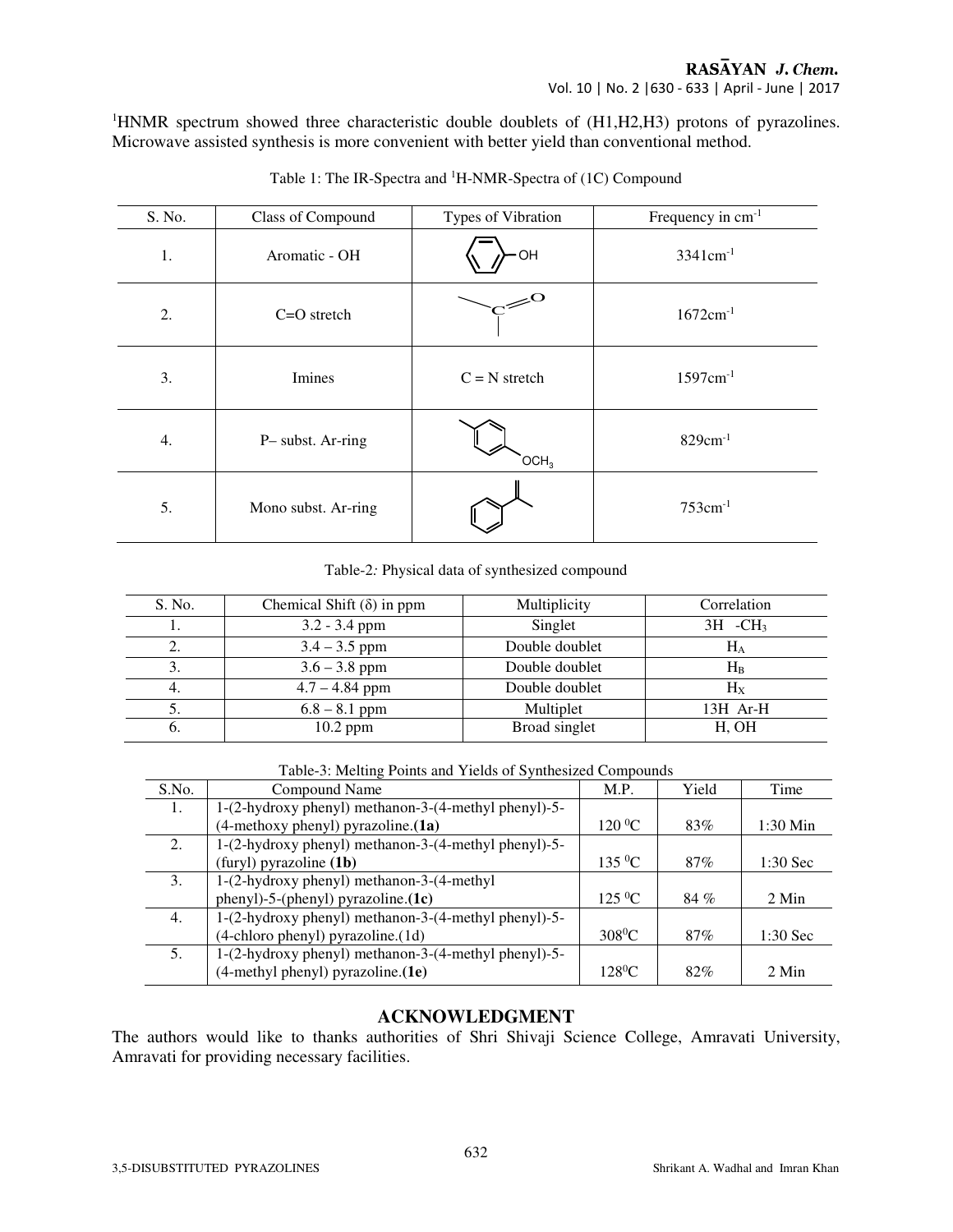[1]HNMR spectrum showed three characteristic double doublets of (H1,H2,H3) protons of pyrazolines. Microwave assisted synthesis is more convenient with better yield than conventional method.

Table 1: The IR-Spectra and [1]H-NMR-Spectra of (1C) Compound

| S. No. | Class of Compound | Types of Vibration | Frequency in $cm^{-1}$ |
|---|---|---|---|
| 1. | Aromatic - OH | OH | $3341 cm^{-1}$ |
| 2. | C=O stretch | C=O | $1672 cm^{-1}$ |
| 3. | Imines | C = N stretch | $1597 cm^{-1}$ |
| 4. | P– subst. Ar-ring | $OCH_3$ | $829 cm^{-1}$ |
| 5. | Mono subst. Ar-ring | | $753 cm^{-1}$ |

Table-2*:* Physical data of synthesized compound

| S. No. | Chemical Shift (δ) in ppm | Multiplicity | Correlation |
|---|---|---|---|
| 1. | 3.2 - 3.4 ppm | Singlet | 3H $-CH_3$ |
| 2. | 3.4 – 3.5 ppm | Double doublet | $H_A$ |
| 3. | 3.6 – 3.8 ppm | Double doublet | $H_B$ |
| 4. | 4.7 – 4.84 ppm | Double doublet | $H_X$ |
| 5. | 6.8 – 8.1 ppm | Multiplet | 13H Ar-H |
| 6. | 10.2 ppm | Broad singlet | H, OH |

Table-3: Melting Points and Yields of Synthesized Compounds

| S.No. | Compound Name | M.P. | Yield | Time |
|---|---|---|---|---|
| 1. | 1-(2-hydroxy phenyl) methanon-3-(4-methyl phenyl)-5-(4-methoxy phenyl) pyrazoline.**(1a)** | 120 $^0$C | 83% | 1:30 Min |
| 2. | 1-(2-hydroxy phenyl) methanon-3-(4-methyl phenyl)-5-(furyl) pyrazoline **(1b)** | 135 $^0$C | 87% | 1:30 Sec |
| 3. | 1-(2-hydroxy phenyl) methanon-3-(4-methyl phenyl)-5-(phenyl) pyrazoline.**(1c)** | 125 $^0$C | 84 % | 2 Min |
| 4. | 1-(2-hydroxy phenyl) methanon-3-(4-methyl phenyl)-5-(4-chloro phenyl) pyrazoline.(1d) | 308$^0$C | 87% | 1:30 Sec |
| 5. | 1-(2-hydroxy phenyl) methanon-3-(4-methyl phenyl)-5-(4-methyl phenyl) pyrazoline.**(1e)** | 128$^0$C | 82% | 2 Min |

## ACKNOWLEDGMENT

The authors would like to thanks authorities of Shri Shivaji Science College, Amravati University, Amravati for providing necessary facilities.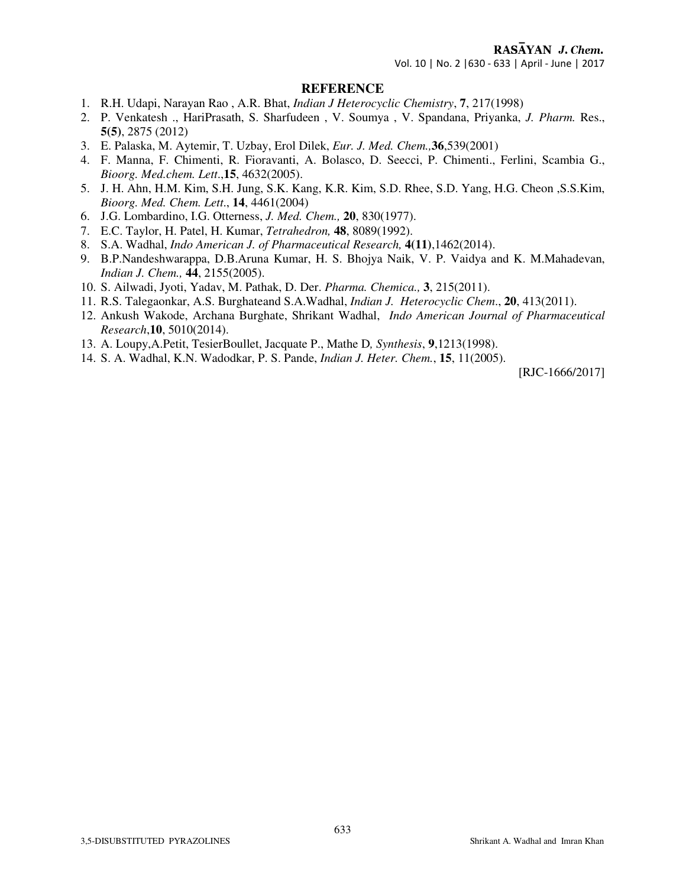## REFERENCE

1. R.H. Udapi, Narayan Rao , A.R. Bhat, *Indian J Heterocyclic Chemistry*, **7**, 217(1998)
2. P. Venkatesh ., HariPrasath, S. Sharfudeen , V. Soumya , V. Spandana, Priyanka, *J. Pharm.* Res., **5(5)**, 2875 (2012)
3. E. Palaska, M. Aytemir, T. Uzbay, Erol Dilek, *Eur. J. Med. Chem.,***36**,539(2001)
4. F. Manna, F. Chimenti, R. Fioravanti, A. Bolasco, D. Seecci, P. Chimenti., Ferlini, Scambia G., *Bioorg. Med.chem. Lett*.,**15**, 4632(2005).
5. J. H. Ahn, H.M. Kim, S.H. Jung, S.K. Kang, K.R. Kim, S.D. Rhee, S.D. Yang, H.G. Cheon ,S.S.Kim, *Bioorg. Med. Chem. Lett*., **14**, 4461(2004)
6. J.G. Lombardino, I.G. Otterness, *J. Med. Chem.,* **20**, 830(1977).
7. E.C. Taylor, H. Patel, H. Kumar, *Tetrahedron,* **48**, 8089(1992).
8. S.A. Wadhal, *Indo American J. of Pharmaceutical Research,* **4(11)**,1462(2014).
9. B.P.Nandeshwarappa, D.B.Aruna Kumar, H. S. Bhojya Naik, V. P. Vaidya and K. M.Mahadevan, *Indian J. Chem.,* **44**, 2155(2005).
10. S. Ailwadi, Jyoti, Yadav, M. Pathak, D. Der. *Pharma. Chemica.,* **3**, 215(2011).
11. R.S. Talegaonkar, A.S. Burghateand S.A.Wadhal, *Indian J. Heterocyclic Chem*., **20**, 413(2011).
12. Ankush Wakode, Archana Burghate, Shrikant Wadhal, *Indo American Journal of Pharmaceutical Research*,**10**, 5010(2014).
13. A. Loupy,A.Petit, TesierBoullet, Jacquate P., Mathe D*, Synthesis*, **9**,1213(1998).
14. S. A. Wadhal, K.N. Wadodkar, P. S. Pande, *Indian J. Heter. Chem.*, **15**, 11(2005).

[RJC-1666/2017]